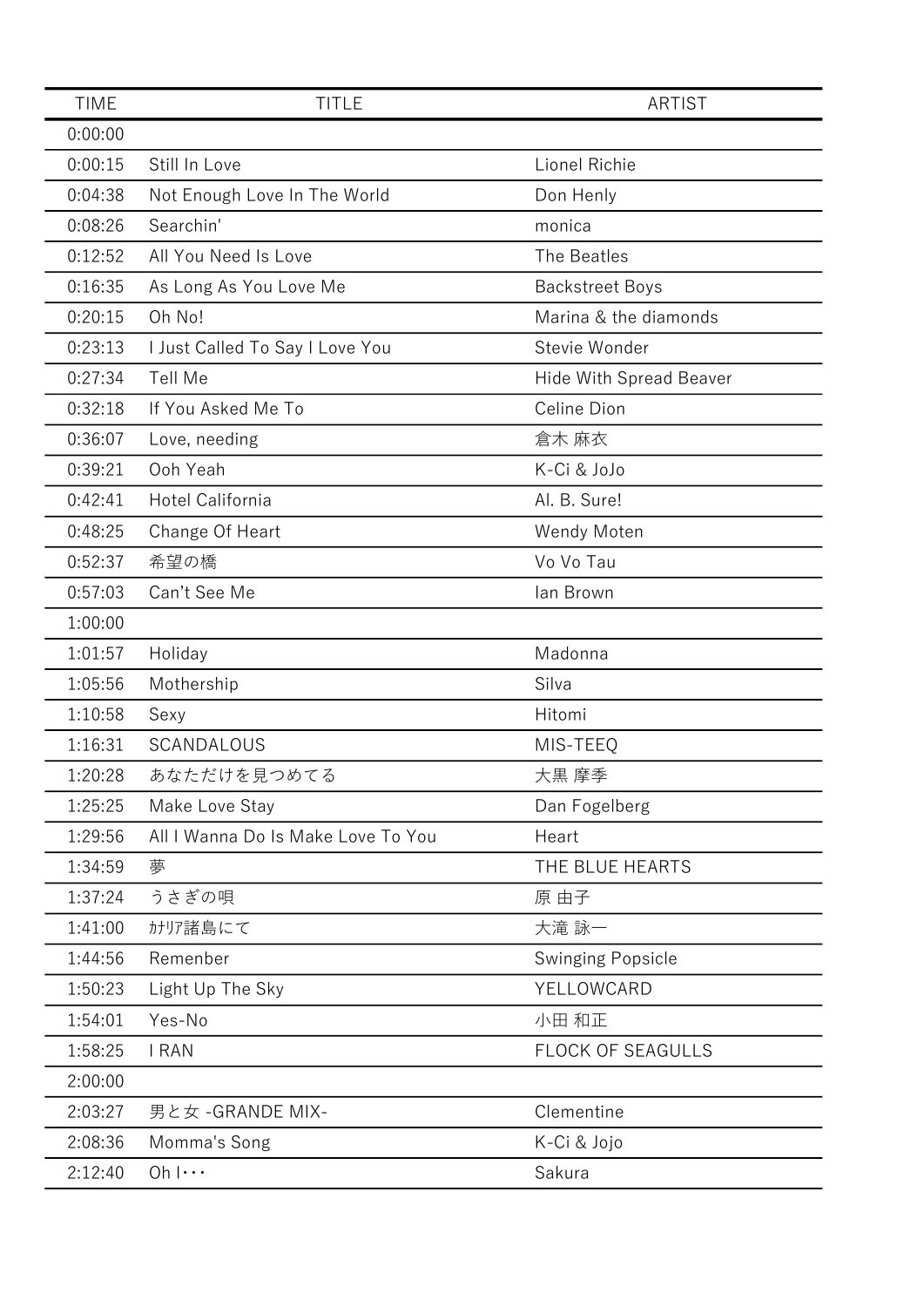| TIME | TITLE | ARTIST |
|---|---|---|
| 0:00:00 | | |
| 0:00:15 | Still In Love | Lionel Richie |
| 0:04:38 | Not Enough Love In The World | Don Henly |
| 0:08:26 | Searchin' | monica |
| 0:12:52 | All You Need Is Love | The Beatles |
| 0:16:35 | As Long As You Love Me | Backstreet Boys |
| 0:20:15 | Oh No! | Marina & the diamonds |
| 0:23:13 | I Just Called To Say I Love You | Stevie Wonder |
| 0:27:34 | Tell Me | Hide With Spread Beaver |
| 0:32:18 | If You Asked Me To | Celine Dion |
| 0:36:07 | Love, needing | 倉木 麻衣 |
| 0:39:21 | Ooh Yeah | K-Ci & JoJo |
| 0:42:41 | Hotel California | Al. B. Sure! |
| 0:48:25 | Change Of Heart | Wendy Moten |
| 0:52:37 | 希望の橋 | Vo Vo Tau |
| 0:57:03 | Can't See Me | Ian Brown |
| 1:00:00 | | |
| 1:01:57 | Holiday | Madonna |
| 1:05:56 | Mothership | Silva |
| 1:10:58 | Sexy | Hitomi |
| 1:16:31 | SCANDALOUS | MIS-TEEQ |
| 1:20:28 | あなただけを見つめてる | 大黒 摩季 |
| 1:25:25 | Make Love Stay | Dan Fogelberg |
| 1:29:56 | All I Wanna Do Is Make Love To You | Heart |
| 1:34:59 | 夢 | THE BLUE HEARTS |
| 1:37:24 | うさぎの唄 | 原 由子 |
| 1:41:00 | ｶﾅﾘｱ諸島にて | 大滝 詠一 |
| 1:44:56 | Remenber | Swinging Popsicle |
| 1:50:23 | Light Up The Sky | YELLOWCARD |
| 1:54:01 | Yes-No | 小田 和正 |
| 1:58:25 | I RAN | FLOCK OF SEAGULLS |
| 2:00:00 | | |
| 2:03:27 | 男と女 -GRANDE MIX- | Clementine |
| 2:08:36 | Momma's Song | K-Ci & Jojo |
| 2:12:40 | Oh I･･･ | Sakura |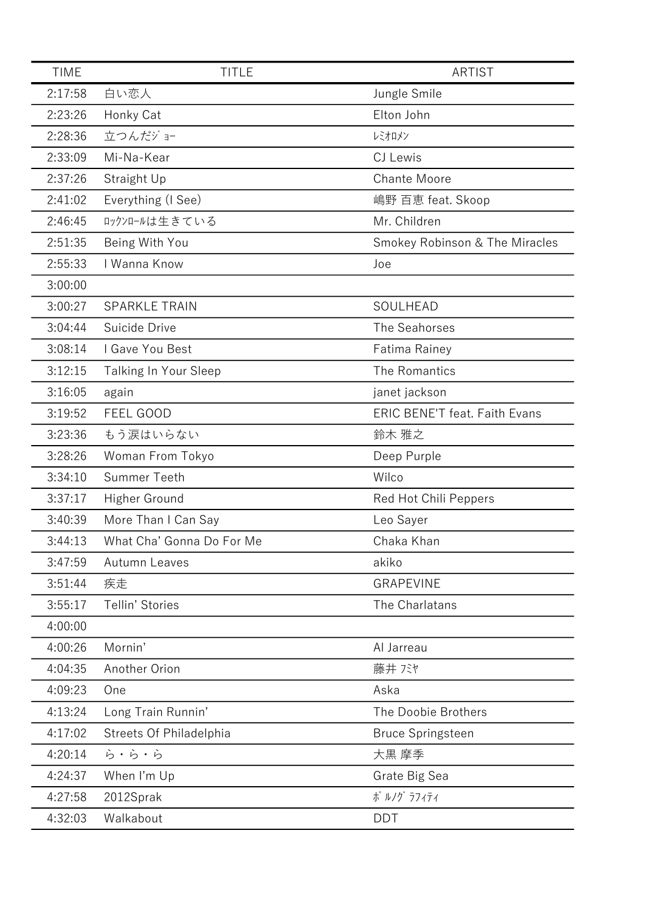| TIME | TITLE | ARTIST |
|---|---|---|
| 2:17:58 | 白い恋人 | Jungle Smile |
| 2:23:26 | Honky Cat | Elton John |
| 2:28:36 | 立つんだｼﾞｮｰ | ﾚﾐｵﾛﾒﾝ |
| 2:33:09 | Mi-Na-Kear | CJ Lewis |
| 2:37:26 | Straight Up | Chante Moore |
| 2:41:02 | Everything (I See) | 嶋野 百恵 feat. Skoop |
| 2:46:45 | ﾛｯｸﾝﾛｰﾙは生きている | Mr. Children |
| 2:51:35 | Being With You | Smokey Robinson & The Miracles |
| 2:55:33 | I Wanna Know | Joe |
| 3:00:00 | | |
| 3:00:27 | SPARKLE TRAIN | SOULHEAD |
| 3:04:44 | Suicide Drive | The Seahorses |
| 3:08:14 | I Gave You Best | Fatima Rainey |
| 3:12:15 | Talking In Your Sleep | The Romantics |
| 3:16:05 | again | janet jackson |
| 3:19:52 | FEEL GOOD | ERIC BENE'T feat. Faith Evans |
| 3:23:36 | もう涙はいらない | 鈴木 雅之 |
| 3:28:26 | Woman From Tokyo | Deep Purple |
| 3:34:10 | Summer Teeth | Wilco |
| 3:37:17 | Higher Ground | Red Hot Chili Peppers |
| 3:40:39 | More Than I Can Say | Leo Sayer |
| 3:44:13 | What Cha' Gonna Do For Me | Chaka Khan |
| 3:47:59 | Autumn Leaves | akiko |
| 3:51:44 | 疾走 | GRAPEVINE |
| 3:55:17 | Tellin' Stories | The Charlatans |
| 4:00:00 | | |
| 4:00:26 | Mornin' | Al Jarreau |
| 4:04:35 | Another Orion | 藤井 ﾌﾐﾔ |
| 4:09:23 | One | Aska |
| 4:13:24 | Long Train Runnin' | The Doobie Brothers |
| 4:17:02 | Streets Of Philadelphia | Bruce Springsteen |
| 4:20:14 | ら・ら・ら | 大黒 摩季 |
| 4:24:37 | When I'm Up | Grate Big Sea |
| 4:27:58 | 2012Sprak | ﾎﾟﾙﾉｸﾞﾗﾌｨﾃｨ |
| 4:32:03 | Walkabout | DDT |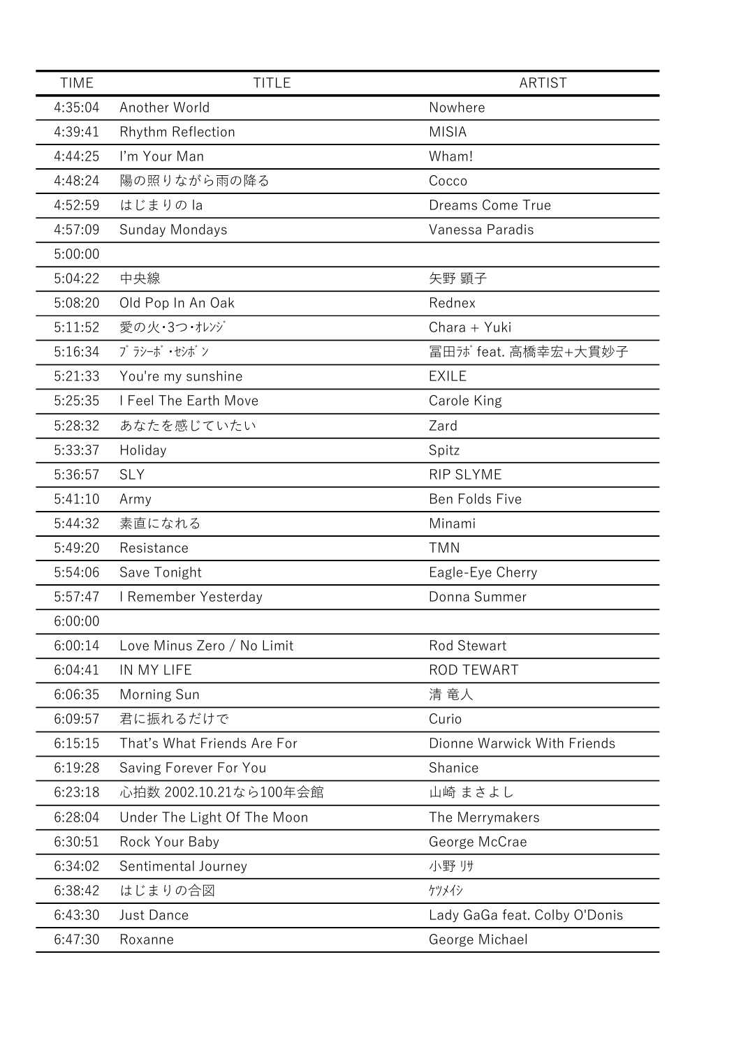| TIME | TITLE | ARTIST |
|---|---|---|
| 4:35:04 | Another World | Nowhere |
| 4:39:41 | Rhythm Reflection | MISIA |
| 4:44:25 | I'm Your Man | Wham! |
| 4:48:24 | 陽の照りながら雨の降る | Cocco |
| 4:52:59 | はじまりの la | Dreams Come True |
| 4:57:09 | Sunday Mondays | Vanessa Paradis |
| 5:00:00 | | |
| 5:04:22 | 中央線 | 矢野 顕子 |
| 5:08:20 | Old Pop In An Oak | Rednex |
| 5:11:52 | 愛の火･3つ･ｵﾚﾝｼﾞ | Chara + Yuki |
| 5:16:34 | ﾌﾟﾗｼｰﾎﾞ･ｾｼﾎﾞﾝ | 冨田ﾗﾎﾞ feat. 高橋幸宏+大貫妙子 |
| 5:21:33 | You're my sunshine | EXILE |
| 5:25:35 | I Feel The Earth Move | Carole King |
| 5:28:32 | あなたを感じていたい | Zard |
| 5:33:37 | Holiday | Spitz |
| 5:36:57 | SLY | RIP SLYME |
| 5:41:10 | Army | Ben Folds Five |
| 5:44:32 | 素直になれる | Minami |
| 5:49:20 | Resistance | TMN |
| 5:54:06 | Save Tonight | Eagle-Eye Cherry |
| 5:57:47 | I Remember Yesterday | Donna Summer |
| 6:00:00 | | |
| 6:00:14 | Love Minus Zero / No Limit | Rod Stewart |
| 6:04:41 | IN MY LIFE | ROD TEWART |
| 6:06:35 | Morning Sun | 清 竜人 |
| 6:09:57 | 君に振れるだけで | Curio |
| 6:15:15 | That's What Friends Are For | Dionne Warwick With Friends |
| 6:19:28 | Saving Forever For You | Shanice |
| 6:23:18 | 心拍数 2002.10.21なら100年会館 | 山崎 まさよし |
| 6:28:04 | Under The Light Of The Moon | The Merrymakers |
| 6:30:51 | Rock Your Baby | George McCrae |
| 6:34:02 | Sentimental Journey | 小野 ﾘｻ |
| 6:38:42 | はじまりの合図 | ｹﾂﾒｲｼ |
| 6:43:30 | Just Dance | Lady GaGa feat. Colby O'Donis |
| 6:47:30 | Roxanne | George Michael |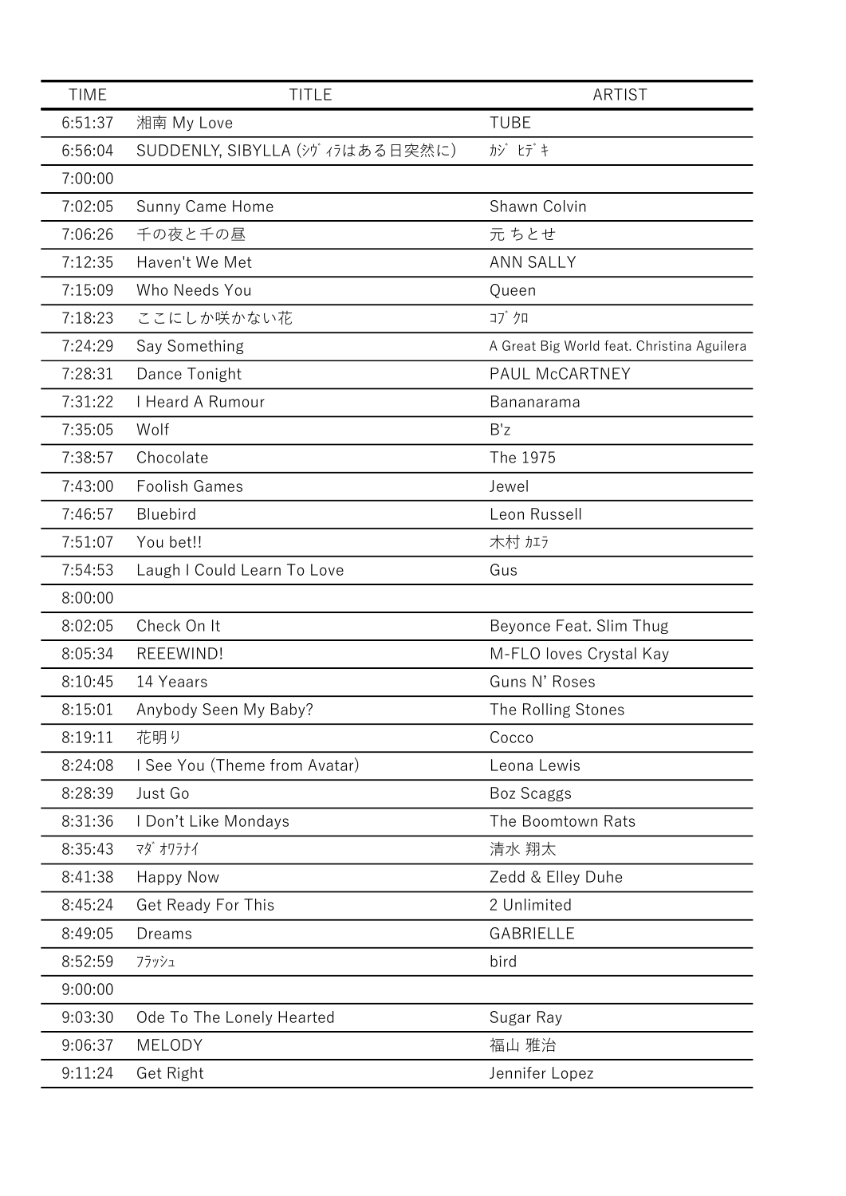| TIME | TITLE | ARTIST |
| --- | --- | --- |
| 6:51:37 | 湘南 My Love | TUBE |
| 6:56:04 | SUDDENLY, SIBYLLA (ｼｳﾞｨﾗはある日突然に) | ｶｼﾞ ﾋﾃﾞｷ |
| 7:00:00 | | |
| 7:02:05 | Sunny Came Home | Shawn Colvin |
| 7:06:26 | 千の夜と千の昼 | 元 ちとせ |
| 7:12:35 | Haven't We Met | ANN SALLY |
| 7:15:09 | Who Needs You | Queen |
| 7:18:23 | ここにしか咲かない花 | ｺﾌﾞｸﾛ |
| 7:24:29 | Say Something | A Great Big World feat. Christina Aguilera |
| 7:28:31 | Dance Tonight | PAUL McCARTNEY |
| 7:31:22 | I Heard A Rumour | Bananarama |
| 7:35:05 | Wolf | B'z |
| 7:38:57 | Chocolate | The 1975 |
| 7:43:00 | Foolish Games | Jewel |
| 7:46:57 | Bluebird | Leon Russell |
| 7:51:07 | You bet!! | 木村 ｶｴﾗ |
| 7:54:53 | Laugh I Could Learn To Love | Gus |
| 8:00:00 | | |
| 8:02:05 | Check On It | Beyonce Feat. Slim Thug |
| 8:05:34 | REEEWIND! | M-FLO loves Crystal Kay |
| 8:10:45 | 14 Yeaars | Guns N' Roses |
| 8:15:01 | Anybody Seen My Baby? | The Rolling Stones |
| 8:19:11 | 花明り | Cocco |
| 8:24:08 | I See You (Theme from Avatar) | Leona Lewis |
| 8:28:39 | Just Go | Boz Scaggs |
| 8:31:36 | I Don't Like Mondays | The Boomtown Rats |
| 8:35:43 | ﾏﾀﾞｵﾜﾗﾅｲ | 清水 翔太 |
| 8:41:38 | Happy Now | Zedd & Elley Duhe |
| 8:45:24 | Get Ready For This | 2 Unlimited |
| 8:49:05 | Dreams | GABRIELLE |
| 8:52:59 | ﾌﾗｯｼｭ | bird |
| 9:00:00 | | |
| 9:03:30 | Ode To The Lonely Hearted | Sugar Ray |
| 9:06:37 | MELODY | 福山 雅治 |
| 9:11:24 | Get Right | Jennifer Lopez |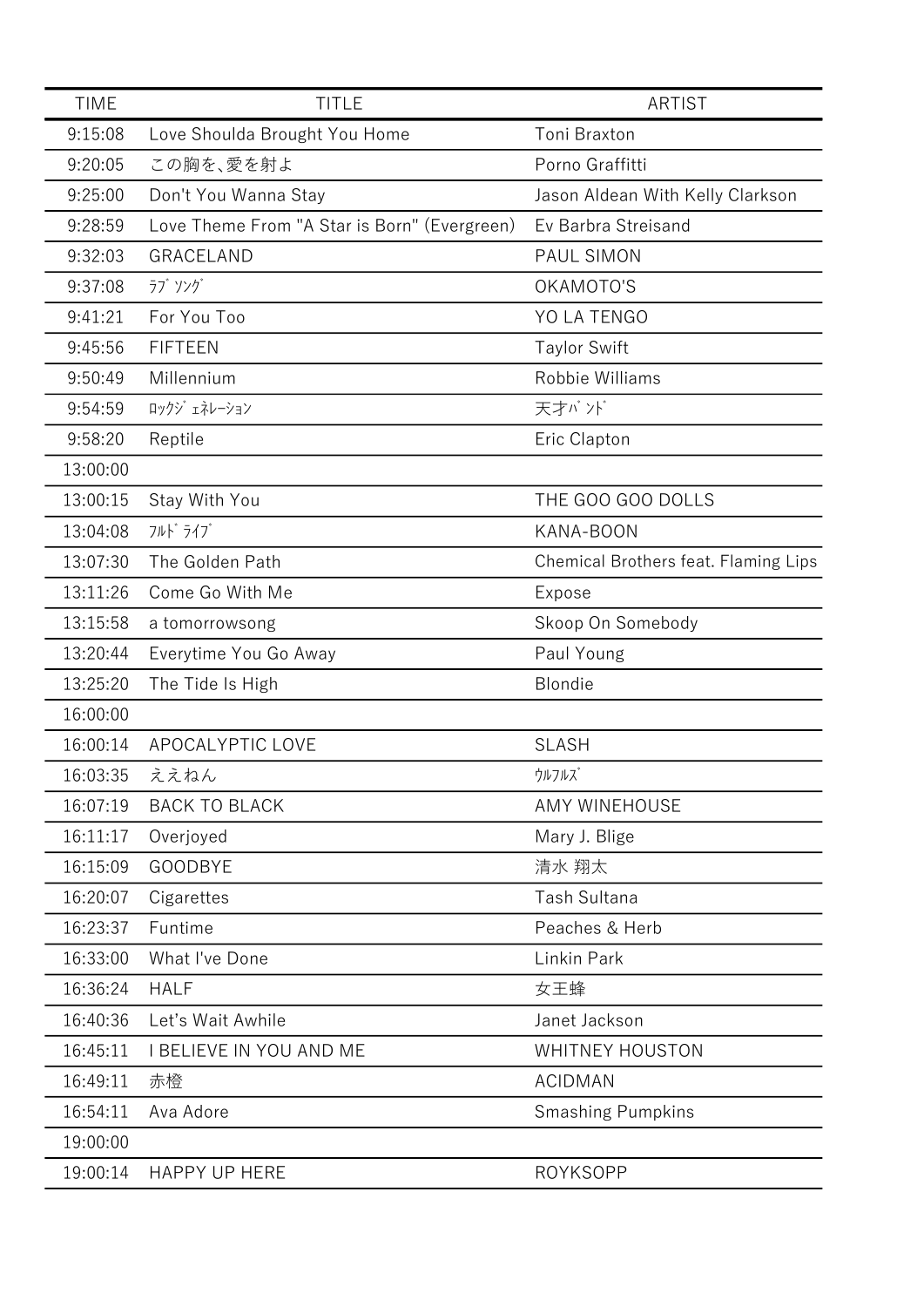| TIME | TITLE | ARTIST |
| --- | --- | --- |
| 9:15:08 | Love Shoulda Brought You Home | Toni Braxton |
| 9:20:05 | この胸を､愛を射よ | Porno Graffitti |
| 9:25:00 | Don't You Wanna Stay | Jason Aldean With Kelly Clarkson |
| 9:28:59 | Love Theme From "A Star is Born" (Evergreen) | Ev Barbra Streisand |
| 9:32:03 | GRACELAND | PAUL SIMON |
| 9:37:08 | ﾗﾌﾞ ｿﾝｸﾞ | OKAMOTO'S |
| 9:41:21 | For You Too | YO LA TENGO |
| 9:45:56 | FIFTEEN | Taylor Swift |
| 9:50:49 | Millennium | Robbie Williams |
| 9:54:59 | ﾛｯｸｼﾞｪﾈﾚｰｼｮﾝ | 天才ﾊﾞﾝﾄﾞ |
| 9:58:20 | Reptile | Eric Clapton |
| 13:00:00 | | |
| 13:00:15 | Stay With You | THE GOO GOO DOLLS |
| 13:04:08 | ﾌﾙﾄﾞﾗｲﾌﾞ | KANA-BOON |
| 13:07:30 | The Golden Path | Chemical Brothers feat. Flaming Lips |
| 13:11:26 | Come Go With Me | Expose |
| 13:15:58 | a tomorrowsong | Skoop On Somebody |
| 13:20:44 | Everytime You Go Away | Paul Young |
| 13:25:20 | The Tide Is High | Blondie |
| 16:00:00 | | |
| 16:00:14 | APOCALYPTIC LOVE | SLASH |
| 16:03:35 | ええねん | ｳﾙﾌﾙｽﾞ |
| 16:07:19 | BACK TO BLACK | AMY WINEHOUSE |
| 16:11:17 | Overjoyed | Mary J. Blige |
| 16:15:09 | GOODBYE | 清水 翔太 |
| 16:20:07 | Cigarettes | Tash Sultana |
| 16:23:37 | Funtime | Peaches & Herb |
| 16:33:00 | What I've Done | Linkin Park |
| 16:36:24 | HALF | 女王蜂 |
| 16:40:36 | Let's Wait Awhile | Janet Jackson |
| 16:45:11 | I BELIEVE IN YOU AND ME | WHITNEY HOUSTON |
| 16:49:11 | 赤橙 | ACIDMAN |
| 16:54:11 | Ava Adore | Smashing Pumpkins |
| 19:00:00 | | |
| 19:00:14 | HAPPY UP HERE | ROYKSOPP |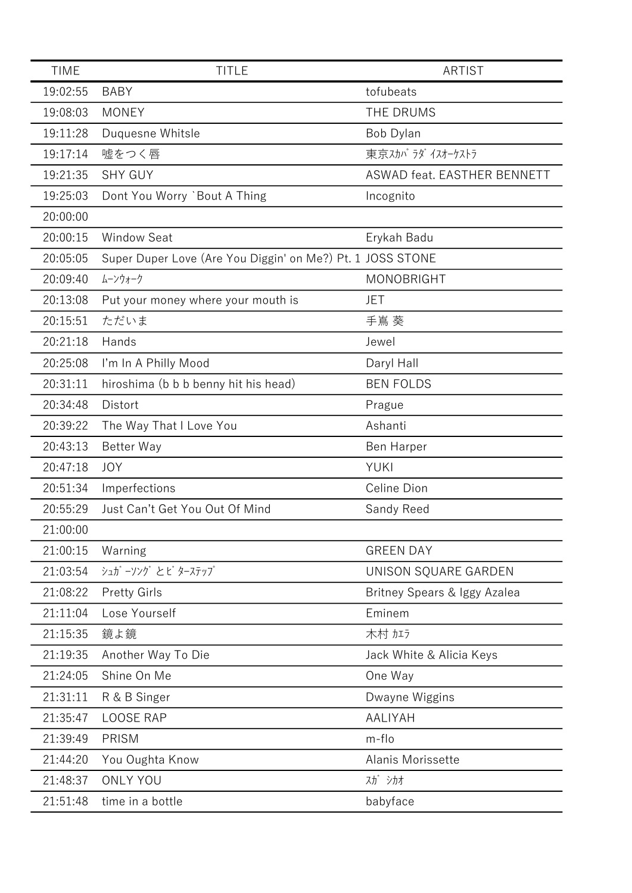| TIME | TITLE | ARTIST |
|---|---|---|
| 19:02:55 | BABY | tofubeats |
| 19:08:03 | MONEY | THE DRUMS |
| 19:11:28 | Duquesne Whitsle | Bob Dylan |
| 19:17:14 | 嘘をつく唇 | 東京ｽｶﾊﾟﾗﾀﾞｲｽｵｰｹｽﾄﾗ |
| 19:21:35 | SHY GUY | ASWAD feat. EASTHER BENNETT |
| 19:25:03 | Dont You Worry `Bout A Thing | Incognito |
| 20:00:00 | | |
| 20:00:15 | Window Seat | Erykah Badu |
| 20:05:05 | Super Duper Love (Are You Diggin' on Me?) Pt. 1 | JOSS STONE |
| 20:09:40 | ﾑｰﾝｳｫｰｸ | MONOBRIGHT |
| 20:13:08 | Put your money where your mouth is | JET |
| 20:15:51 | ただいま | 手嶌 葵 |
| 20:21:18 | Hands | Jewel |
| 20:25:08 | I'm In A Philly Mood | Daryl Hall |
| 20:31:11 | hiroshima (b b b benny hit his head) | BEN FOLDS |
| 20:34:48 | Distort | Prague |
| 20:39:22 | The Way That I Love You | Ashanti |
| 20:43:13 | Better Way | Ben Harper |
| 20:47:18 | JOY | YUKI |
| 20:51:34 | Imperfections | Celine Dion |
| 20:55:29 | Just Can't Get You Out Of Mind | Sandy Reed |
| 21:00:00 | | |
| 21:00:15 | Warning | GREEN DAY |
| 21:03:54 | ｼｭｶﾞｰｿﾝｸﾞとﾋﾞﾀｰｽﾃｯﾌﾟ | UNISON SQUARE GARDEN |
| 21:08:22 | Pretty Girls | Britney Spears & Iggy Azalea |
| 21:11:04 | Lose Yourself | Eminem |
| 21:15:35 | 鏡よ鏡 | 木村 ｶｴﾗ |
| 21:19:35 | Another Way To Die | Jack White & Alicia Keys |
| 21:24:05 | Shine On Me | One Way |
| 21:31:11 | R & B Singer | Dwayne Wiggins |
| 21:35:47 | LOOSE RAP | AALIYAH |
| 21:39:49 | PRISM | m-flo |
| 21:44:20 | You Oughta Know | Alanis Morissette |
| 21:48:37 | ONLY YOU | ｽｶﾞ ｼｶｵ |
| 21:51:48 | time in a bottle | babyface |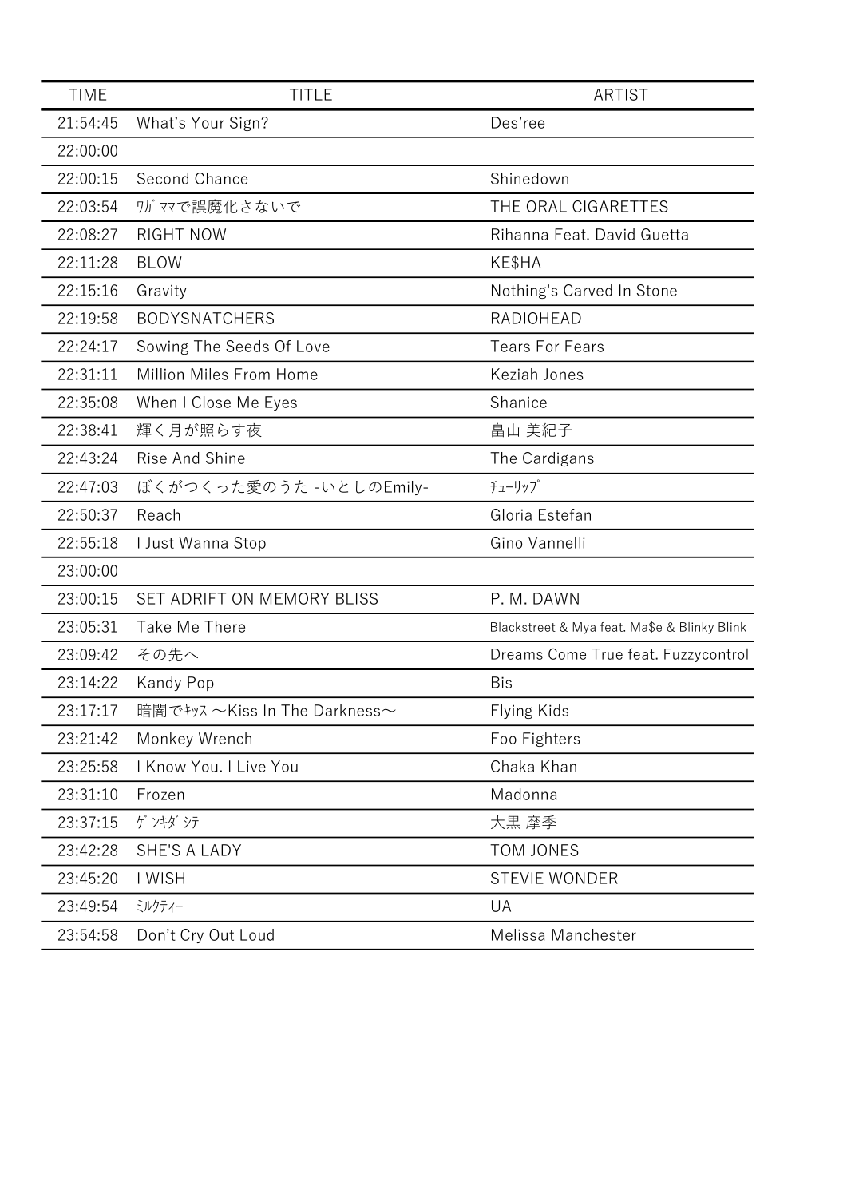| TIME | TITLE | ARTIST |
|---|---|---|
| 21:54:45 | What's Your Sign? | Des'ree |
| 22:00:00 | | |
| 22:00:15 | Second Chance | Shinedown |
| 22:03:54 | ﾜｶﾞﾏﾏで誤魔化さないで | THE ORAL CIGARETTES |
| 22:08:27 | RIGHT NOW | Rihanna Feat. David Guetta |
| 22:11:28 | BLOW | KE$HA |
| 22:15:16 | Gravity | Nothing's Carved In Stone |
| 22:19:58 | BODYSNATCHERS | RADIOHEAD |
| 22:24:17 | Sowing The Seeds Of Love | Tears For Fears |
| 22:31:11 | Million Miles From Home | Keziah Jones |
| 22:35:08 | When I Close Me Eyes | Shanice |
| 22:38:41 | 輝く月が照らす夜 | 畠山 美紀子 |
| 22:43:24 | Rise And Shine | The Cardigans |
| 22:47:03 | ぼくがつくった愛のうた -いとしのEmily- | ﾁｭｰﾘｯﾌﾟ |
| 22:50:37 | Reach | Gloria Estefan |
| 22:55:18 | I Just Wanna Stop | Gino Vannelli |
| 23:00:00 | | |
| 23:00:15 | SET ADRIFT ON MEMORY BLISS | P. M. DAWN |
| 23:05:31 | Take Me There | Blackstreet & Mya feat. Ma$e & Blinky Blink |
| 23:09:42 | その先へ | Dreams Come True feat. Fuzzycontrol |
| 23:14:22 | Kandy Pop | Bis |
| 23:17:17 | 暗闇でｷｯｽ ～Kiss In The Darkness～ | Flying Kids |
| 23:21:42 | Monkey Wrench | Foo Fighters |
| 23:25:58 | I Know You. I Live You | Chaka Khan |
| 23:31:10 | Frozen | Madonna |
| 23:37:15 | ｹﾞﾝｷﾀﾞｼﾃ | 大黒 摩季 |
| 23:42:28 | SHE'S A LADY | TOM JONES |
| 23:45:20 | I WISH | STEVIE WONDER |
| 23:49:54 | ﾐﾙｸﾃｨｰ | UA |
| 23:54:58 | Don't Cry Out Loud | Melissa Manchester |